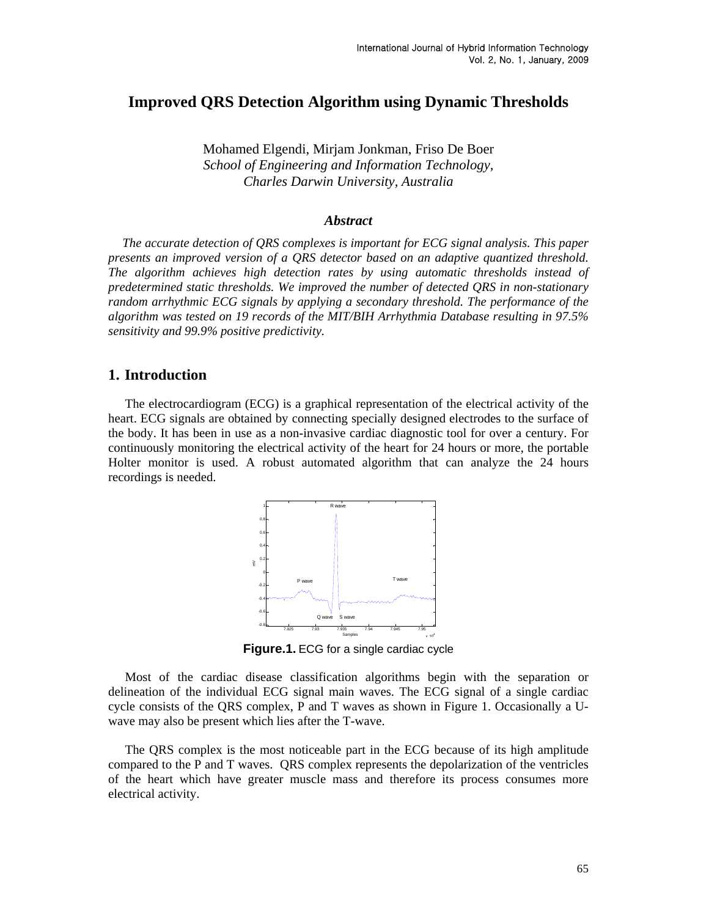# Improved QRS Detection Algorithm using Dynamic Thresholds

Mohamed Elgendi, Mirjam Jonkman, Friso De Boer
*School of Engineering and Information Technology,*
*Charles Darwin University, Australia*

### *Abstract*

*The accurate detection of QRS complexes is important for ECG signal analysis. This paper presents an improved version of a QRS detector based on an adaptive quantized threshold. The algorithm achieves high detection rates by using automatic thresholds instead of predetermined static thresholds. We improved the number of detected QRS in non-stationary random arrhythmic ECG signals by applying a secondary threshold. The performance of the algorithm was tested on 19 records of the MIT/BIH Arrhythmia Database resulting in 97.5% sensitivity and 99.9% positive predictivity.*

## 1. Introduction

The electrocardiogram (ECG) is a graphical representation of the electrical activity of the heart. ECG signals are obtained by connecting specially designed electrodes to the surface of the body. It has been in use as a non-invasive cardiac diagnostic tool for over a century. For continuously monitoring the electrical activity of the heart for 24 hours or more, the portable Holter monitor is used. A robust automated algorithm that can analyze the 24 hours recordings is needed.

**Figure.1.** ECG for a single cardiac cycle

Most of the cardiac disease classification algorithms begin with the separation or delineation of the individual ECG signal main waves. The ECG signal of a single cardiac cycle consists of the QRS complex, P and T waves as shown in Figure 1. Occasionally a U-wave may also be present which lies after the T-wave.

The QRS complex is the most noticeable part in the ECG because of its high amplitude compared to the P and T waves. QRS complex represents the depolarization of the ventricles of the heart which have greater muscle mass and therefore its process consumes more electrical activity.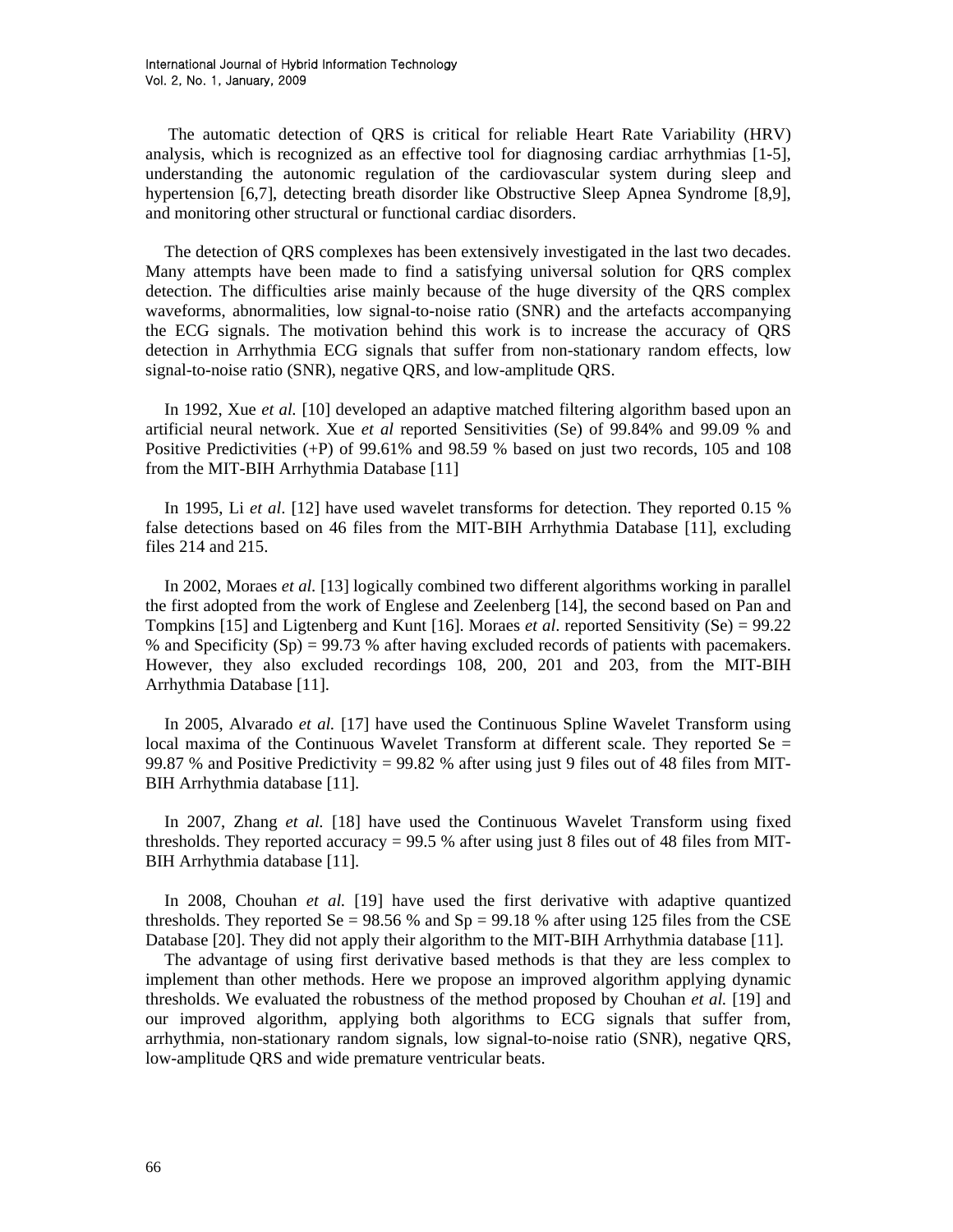The automatic detection of QRS is critical for reliable Heart Rate Variability (HRV) analysis, which is recognized as an effective tool for diagnosing cardiac arrhythmias [1-5], understanding the autonomic regulation of the cardiovascular system during sleep and hypertension [6,7], detecting breath disorder like Obstructive Sleep Apnea Syndrome [8,9], and monitoring other structural or functional cardiac disorders.

The detection of QRS complexes has been extensively investigated in the last two decades. Many attempts have been made to find a satisfying universal solution for QRS complex detection. The difficulties arise mainly because of the huge diversity of the QRS complex waveforms, abnormalities, low signal-to-noise ratio (SNR) and the artefacts accompanying the ECG signals. The motivation behind this work is to increase the accuracy of QRS detection in Arrhythmia ECG signals that suffer from non-stationary random effects, low signal-to-noise ratio (SNR), negative QRS, and low-amplitude QRS.

In 1992, Xue *et al.* [10] developed an adaptive matched filtering algorithm based upon an artificial neural network. Xue *et al* reported Sensitivities (Se) of 99.84% and 99.09 % and Positive Predictivities (+P) of 99.61% and 98.59 % based on just two records, 105 and 108 from the MIT-BIH Arrhythmia Database [11]

In 1995, Li *et al*. [12] have used wavelet transforms for detection. They reported 0.15 % false detections based on 46 files from the MIT-BIH Arrhythmia Database [11], excluding files 214 and 215.

In 2002, Moraes *et al.* [13] logically combined two different algorithms working in parallel the first adopted from the work of Englese and Zeelenberg [14], the second based on Pan and Tompkins [15] and Ligtenberg and Kunt [16]. Moraes *et al*. reported Sensitivity (Se) = 99.22 % and Specificity (Sp) = 99.73 % after having excluded records of patients with pacemakers. However, they also excluded recordings 108, 200, 201 and 203, from the MIT-BIH Arrhythmia Database [11].

In 2005, Alvarado *et al.* [17] have used the Continuous Spline Wavelet Transform using local maxima of the Continuous Wavelet Transform at different scale. They reported Se = 99.87 % and Positive Predictivity = 99.82 % after using just 9 files out of 48 files from MIT-BIH Arrhythmia database [11].

In 2007, Zhang *et al.* [18] have used the Continuous Wavelet Transform using fixed thresholds. They reported accuracy = 99.5 % after using just 8 files out of 48 files from MIT-BIH Arrhythmia database [11].

In 2008, Chouhan *et al.* [19] have used the first derivative with adaptive quantized thresholds. They reported Se = 98.56 % and Sp = 99.18 % after using 125 files from the CSE Database [20]. They did not apply their algorithm to the MIT-BIH Arrhythmia database [11].

The advantage of using first derivative based methods is that they are less complex to implement than other methods. Here we propose an improved algorithm applying dynamic thresholds. We evaluated the robustness of the method proposed by Chouhan *et al.* [19] and our improved algorithm, applying both algorithms to ECG signals that suffer from, arrhythmia, non-stationary random signals, low signal-to-noise ratio (SNR), negative QRS, low-amplitude QRS and wide premature ventricular beats.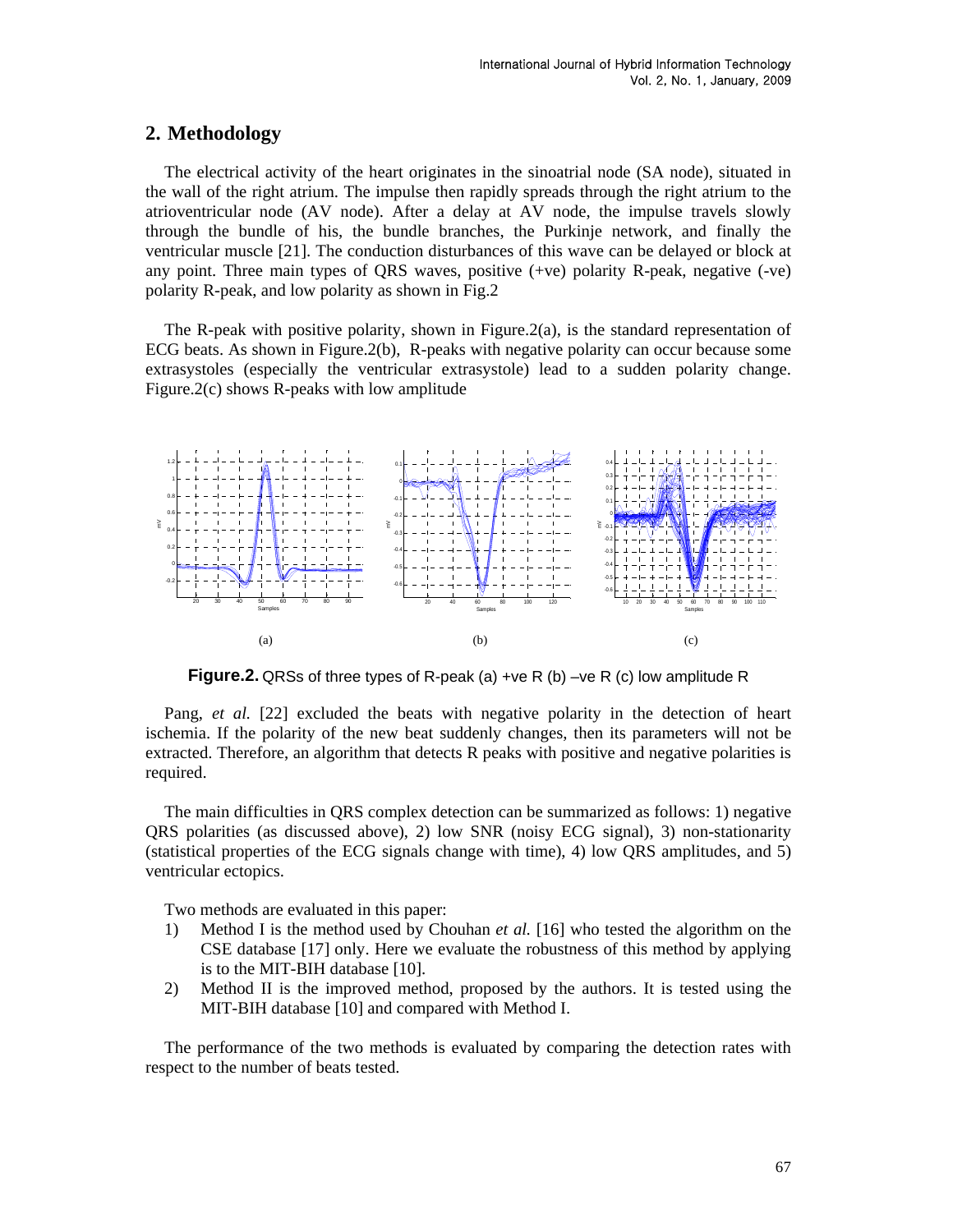## 2. Methodology

The electrical activity of the heart originates in the sinoatrial node (SA node), situated in the wall of the right atrium. The impulse then rapidly spreads through the right atrium to the atrioventricular node (AV node). After a delay at AV node, the impulse travels slowly through the bundle of his, the bundle branches, the Purkinje network, and finally the ventricular muscle [21]. The conduction disturbances of this wave can be delayed or block at any point. Three main types of QRS waves, positive (+ve) polarity R-peak, negative (-ve) polarity R-peak, and low polarity as shown in Fig.2

The R-peak with positive polarity, shown in Figure.2(a), is the standard representation of ECG beats. As shown in Figure.2(b), R-peaks with negative polarity can occur because some extrasystoles (especially the ventricular extrasystole) lead to a sudden polarity change. Figure.2(c) shows R-peaks with low amplitude

(a) (b) (c)

**Figure.2.** QRSs of three types of R-peak (a) +ve R (b) –ve R (c) low amplitude R

Pang, *et al.* [22] excluded the beats with negative polarity in the detection of heart ischemia. If the polarity of the new beat suddenly changes, then its parameters will not be extracted. Therefore, an algorithm that detects R peaks with positive and negative polarities is required.

The main difficulties in QRS complex detection can be summarized as follows: 1) negative QRS polarities (as discussed above), 2) low SNR (noisy ECG signal), 3) non-stationarity (statistical properties of the ECG signals change with time), 4) low QRS amplitudes, and 5) ventricular ectopics.

Two methods are evaluated in this paper:

1) Method I is the method used by Chouhan *et al.* [16] who tested the algorithm on the CSE database [17] only. Here we evaluate the robustness of this method by applying is to the MIT-BIH database [10].
2) Method II is the improved method, proposed by the authors. It is tested using the MIT-BIH database [10] and compared with Method I.

The performance of the two methods is evaluated by comparing the detection rates with respect to the number of beats tested.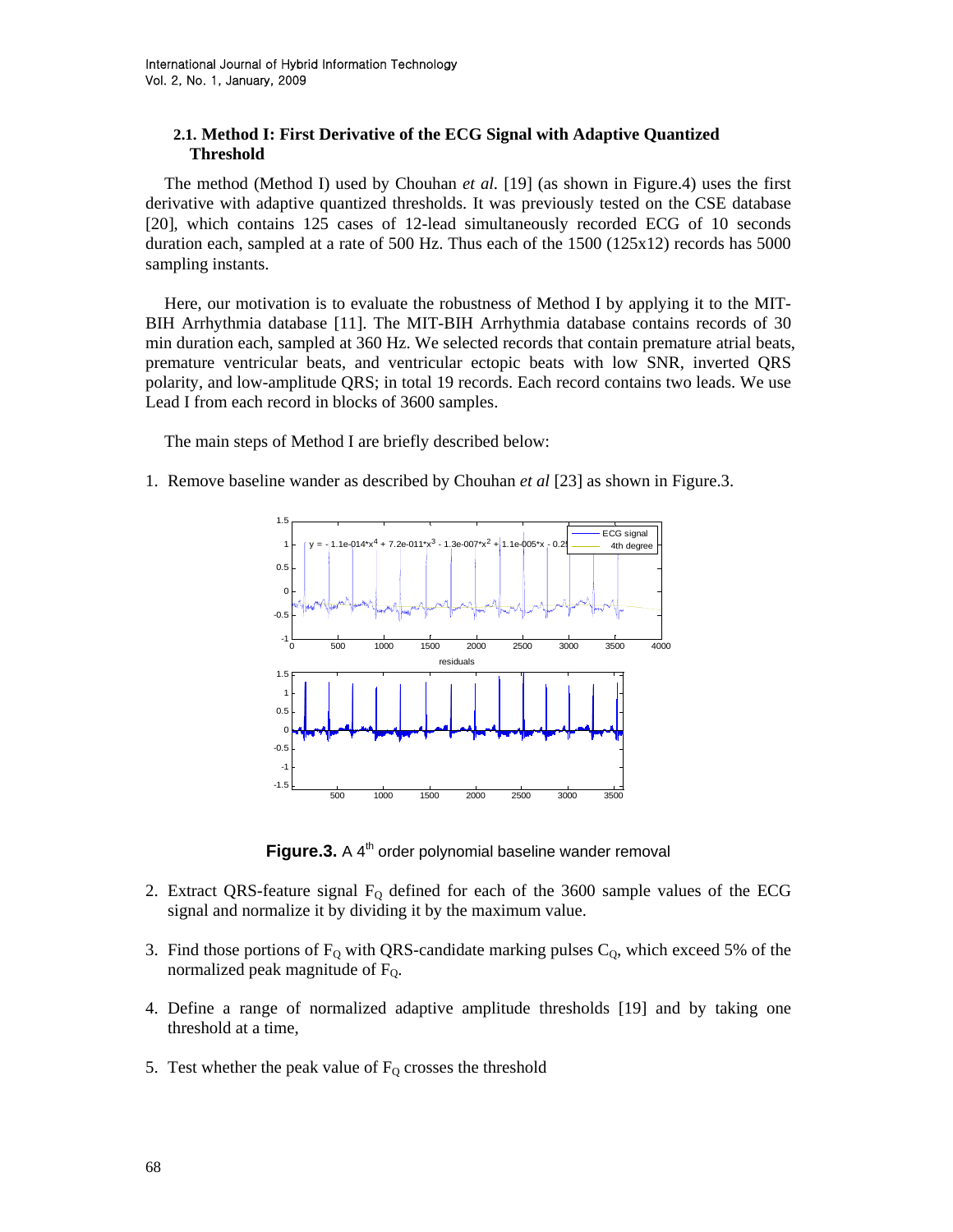### 2.1. Method I: First Derivative of the ECG Signal with Adaptive Quantized Threshold

The method (Method I) used by Chouhan *et al.* [19] (as shown in Figure.4) uses the first derivative with adaptive quantized thresholds. It was previously tested on the CSE database [20], which contains 125 cases of 12-lead simultaneously recorded ECG of 10 seconds duration each, sampled at a rate of 500 Hz. Thus each of the 1500 (125x12) records has 5000 sampling instants.

Here, our motivation is to evaluate the robustness of Method I by applying it to the MIT-BIH Arrhythmia database [11]. The MIT-BIH Arrhythmia database contains records of 30 min duration each, sampled at 360 Hz. We selected records that contain premature atrial beats, premature ventricular beats, and ventricular ectopic beats with low SNR, inverted QRS polarity, and low-amplitude QRS; in total 19 records. Each record contains two leads. We use Lead I from each record in blocks of 3600 samples.

The main steps of Method I are briefly described below:

1. Remove baseline wander as described by Chouhan *et al* [23] as shown in Figure.3.

**Figure.3.** A 4th order polynomial baseline wander removal

2. Extract QRS-feature signal $F_Q$ defined for each of the 3600 sample values of the ECG signal and normalize it by dividing it by the maximum value.

3. Find those portions of $F_Q$ with QRS-candidate marking pulses $C_Q$, which exceed 5% of the normalized peak magnitude of $F_Q$.

4. Define a range of normalized adaptive amplitude thresholds [19] and by taking one threshold at a time,

5. Test whether the peak value of $F_Q$ crosses the threshold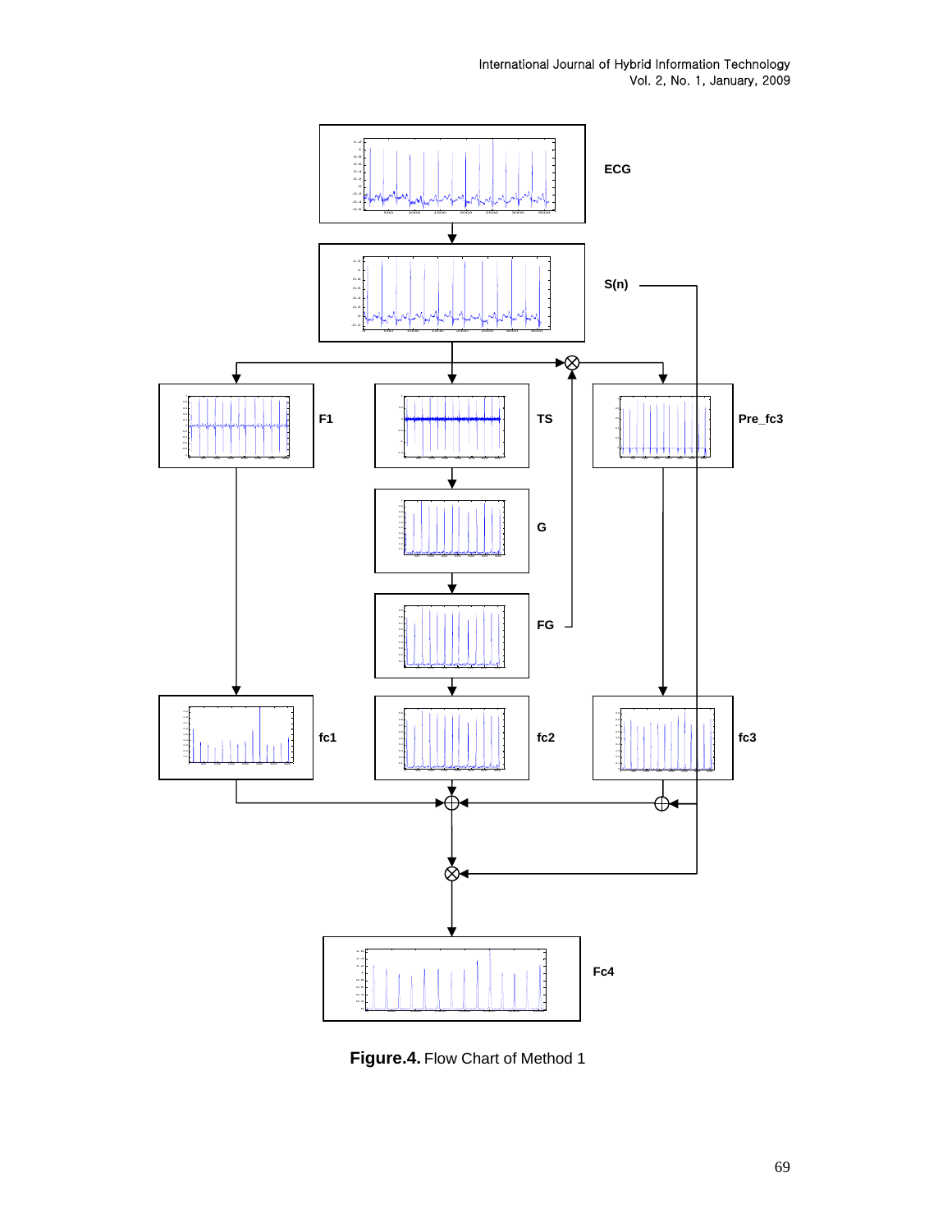**Figure.4.** Flow Chart of Method 1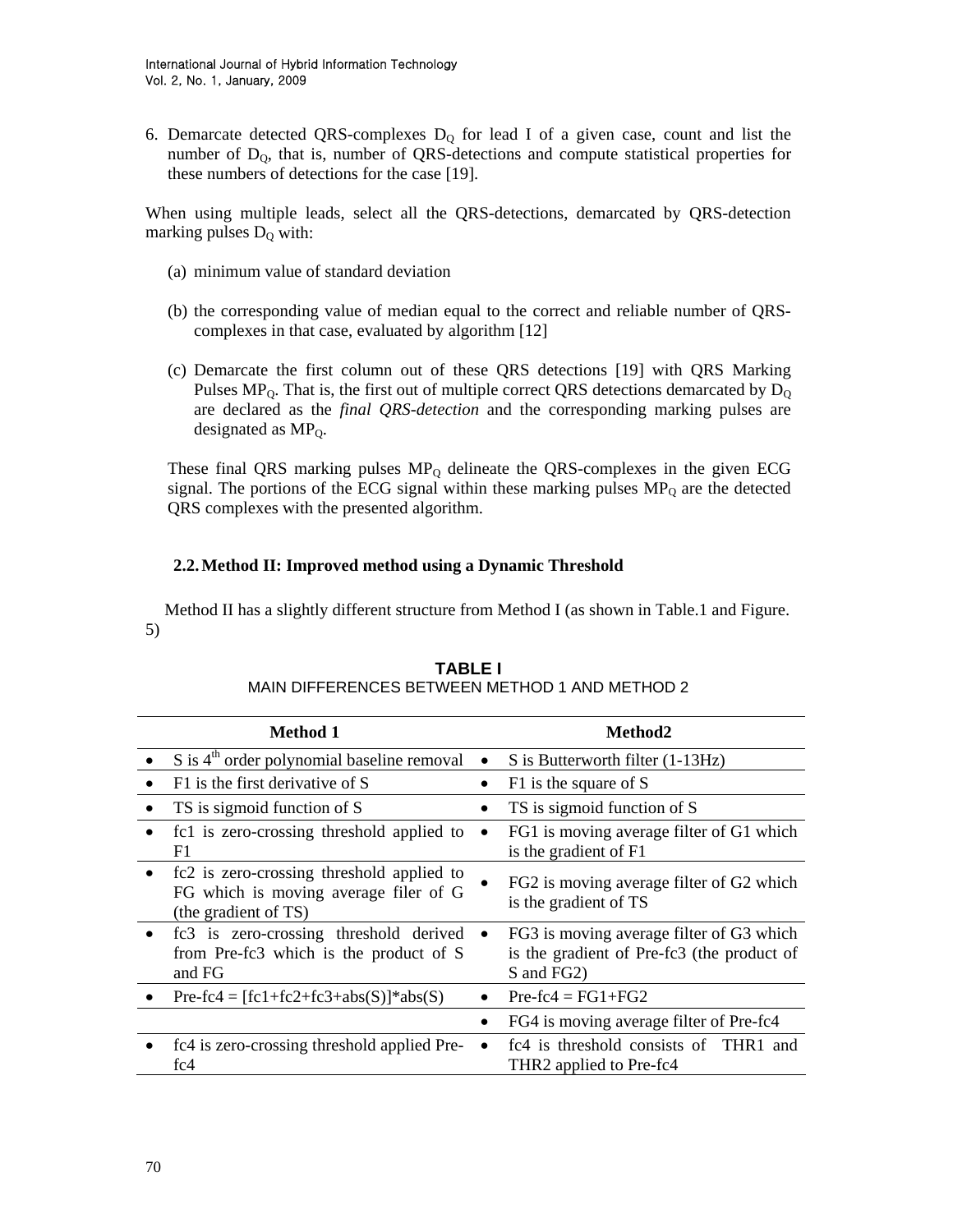6. Demarcate detected QRS-complexes $D_Q$ for lead I of a given case, count and list the number of $D_Q$, that is, number of QRS-detections and compute statistical properties for these numbers of detections for the case [19].

When using multiple leads, select all the QRS-detections, demarcated by QRS-detection marking pulses $D_Q$ with:

(a) minimum value of standard deviation

(b) the corresponding value of median equal to the correct and reliable number of QRS-complexes in that case, evaluated by algorithm [12]

(c) Demarcate the first column out of these QRS detections [19] with QRS Marking Pulses $MP_Q$. That is, the first out of multiple correct QRS detections demarcated by $D_Q$ are declared as the *final QRS-detection* and the corresponding marking pulses are designated as $MP_Q$.

These final QRS marking pulses $MP_Q$ delineate the QRS-complexes in the given ECG signal. The portions of the ECG signal within these marking pulses $MP_Q$ are the detected QRS complexes with the presented algorithm.

### 2.2. Method II: Improved method using a Dynamic Threshold

Method II has a slightly different structure from Method I (as shown in Table.1 and Figure. 5)

**TABLE I**
MAIN DIFFERENCES BETWEEN METHOD 1 AND METHOD 2

| Method 1 | Method2 |
|---|---|
| • S is 4[th] order polynomial baseline removal | • S is Butterworth filter (1-13Hz) |
| • F1 is the first derivative of S | • F1 is the square of S |
| • TS is sigmoid function of S | • TS is sigmoid function of S |
| • fc1 is zero-crossing threshold applied to F1 | • FG1 is moving average filter of G1 which is the gradient of F1 |
| • fc2 is zero-crossing threshold applied to FG which is moving average filer of G (the gradient of TS) | • FG2 is moving average filter of G2 which is the gradient of TS |
| • fc3 is zero-crossing threshold derived from Pre-fc3 which is the product of S and FG | • FG3 is moving average filter of G3 which is the gradient of Pre-fc3 (the product of S and FG2) |
| • Pre-fc4 = [fc1+fc2+fc3+abs(S)]*abs(S) | • Pre-fc4 = FG1+FG2 |
| | • FG4 is moving average filter of Pre-fc4 |
| • fc4 is zero-crossing threshold applied Pre-fc4 | • fc4 is threshold consists of THR1 and THR2 applied to Pre-fc4 |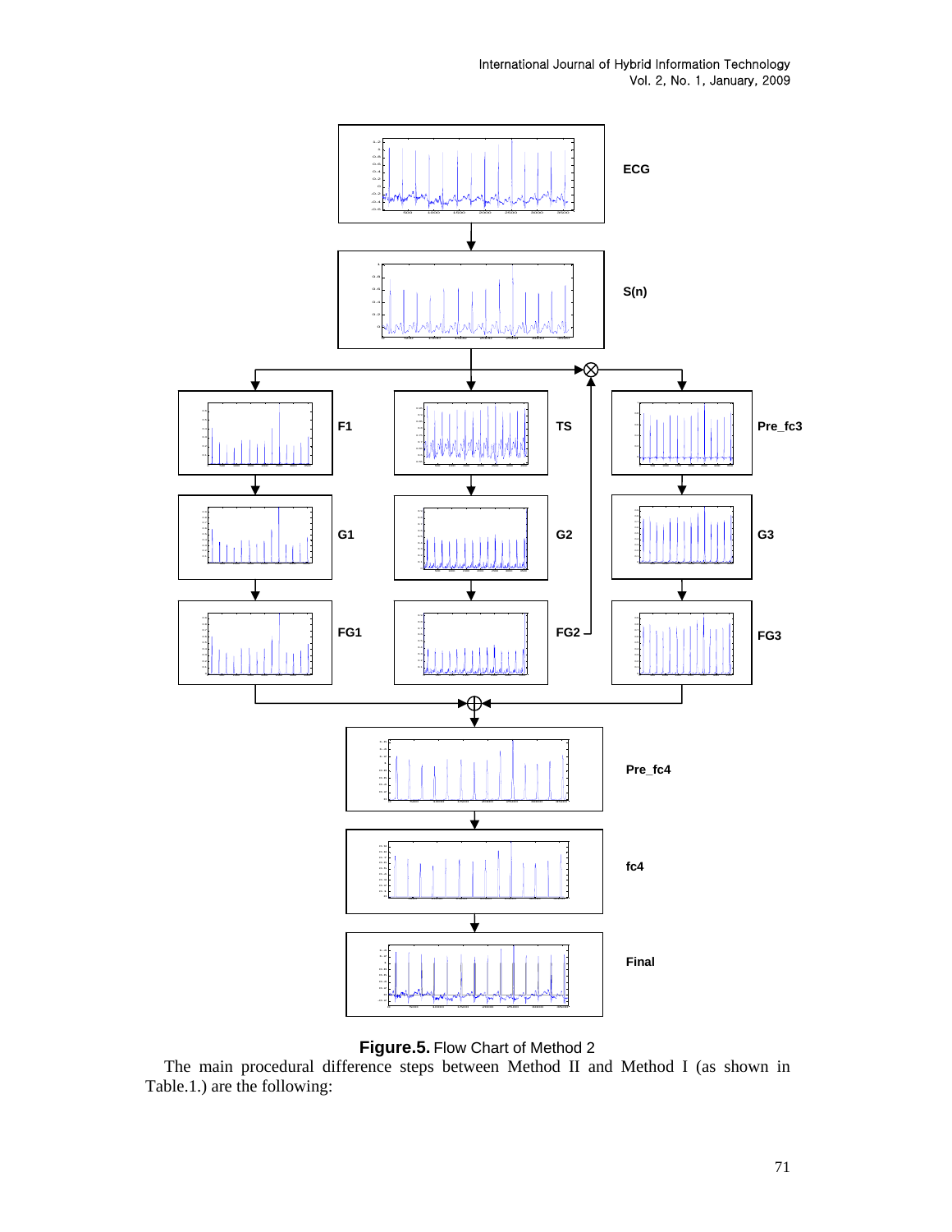**Figure.5.** Flow Chart of Method 2

The main procedural difference steps between Method II and Method I (as shown in Table.1.) are the following: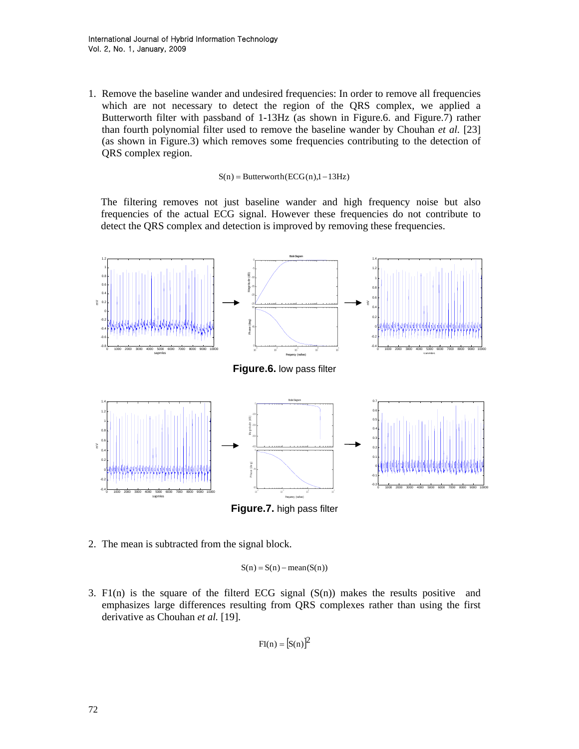1. Remove the baseline wander and undesired frequencies: In order to remove all frequencies which are not necessary to detect the region of the QRS complex, we applied a Butterworth filter with passband of 1-13Hz (as shown in Figure.6. and Figure.7) rather than fourth polynomial filter used to remove the baseline wander by Chouhan *et al.* [23] (as shown in Figure.3) which removes some frequencies contributing to the detection of QRS complex region.

$$S(n) = \text{Butterworth}(ECG(n), 1-13Hz)$$

The filtering removes not just baseline wander and high frequency noise but also frequencies of the actual ECG signal. However these frequencies do not contribute to detect the QRS complex and detection is improved by removing these frequencies.

**Figure.6.** low pass filter

**Figure.7.** high pass filter

2. The mean is subtracted from the signal block.

$$S(n) = S(n) - \text{mean}(S(n))$$

3. F1(n) is the square of the filterd ECG signal (S(n)) makes the results positive and emphasizes large differences resulting from QRS complexes rather than using the first derivative as Chouhan *et al.* [19].

$$F1(n) = [S(n)]^2$$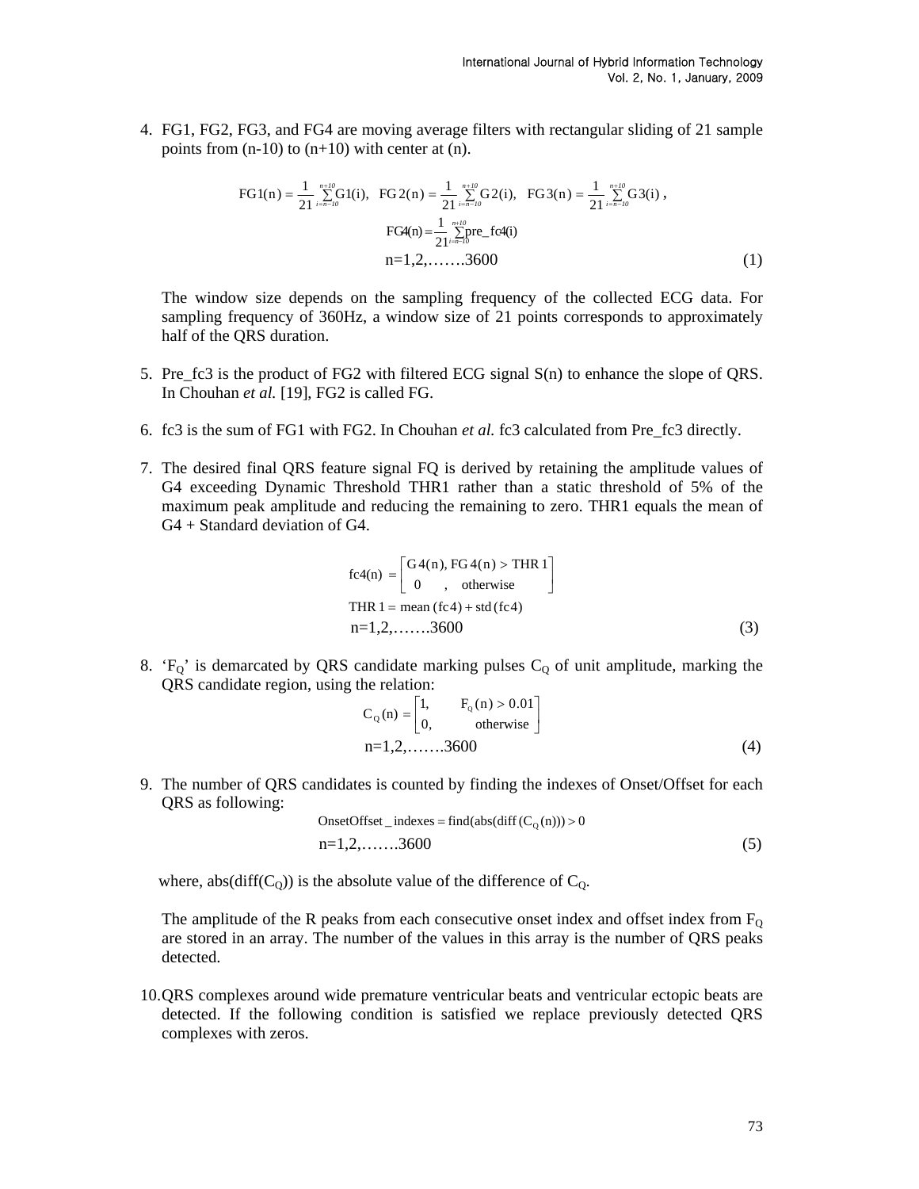4. FG1, FG2, FG3, and FG4 are moving average filters with rectangular sliding of 21 sample points from (n-10) to (n+10) with center at (n).

$$FG1(n) = \frac{1}{21}\sum_{i=n-10}^{n+10} G1(i), \quad FG2(n) = \frac{1}{21}\sum_{i=n-10}^{n+10} G2(i), \quad FG3(n) = \frac{1}{21}\sum_{i=n-10}^{n+10} G3(i),$$

$$FG4(n) = \frac{1}{21}\sum_{i=n-10}^{n+10} pre\_fc4(i)$$

$$n=1,2,\ldots\ldots.3600 \qquad (1)$$

The window size depends on the sampling frequency of the collected ECG data. For sampling frequency of 360Hz, a window size of 21 points corresponds to approximately half of the QRS duration.

5. Pre_fc3 is the product of FG2 with filtered ECG signal S(n) to enhance the slope of QRS. In Chouhan *et al.* [19], FG2 is called FG.

6. fc3 is the sum of FG1 with FG2. In Chouhan *et al.* fc3 calculated from Pre_fc3 directly.

7. The desired final QRS feature signal FQ is derived by retaining the amplitude values of G4 exceeding Dynamic Threshold THR1 rather than a static threshold of 5% of the maximum peak amplitude and reducing the remaining to zero. THR1 equals the mean of G4 + Standard deviation of G4.

$$fc4(n) = \begin{bmatrix} G4(n), FG4(n) > THR1 \\ 0 \quad , \quad otherwise \end{bmatrix}$$

$$THR1 = mean\,(fc4) + std\,(fc4)$$

$$n=1,2,\ldots\ldots.3600 \qquad (3)$$

8. '$F_Q$' is demarcated by QRS candidate marking pulses $C_Q$ of unit amplitude, marking the QRS candidate region, using the relation:

$$C_Q(n) = \begin{bmatrix} 1, & F_Q(n) > 0.01 \\ 0, & otherwise \end{bmatrix}$$

$$n=1,2,\ldots\ldots.3600 \qquad (4)$$

9. The number of QRS candidates is counted by finding the indexes of Onset/Offset for each QRS as following:

$$OnsetOffset\_indexes = find(abs(diff\,(C_Q(n))) > 0$$

$$n=1,2,\ldots\ldots.3600 \qquad (5)$$

where, abs(diff($C_Q$)) is the absolute value of the difference of $C_Q$.

The amplitude of the R peaks from each consecutive onset index and offset index from $F_Q$ are stored in an array. The number of the values in this array is the number of QRS peaks detected.

10. QRS complexes around wide premature ventricular beats and ventricular ectopic beats are detected. If the following condition is satisfied we replace previously detected QRS complexes with zeros.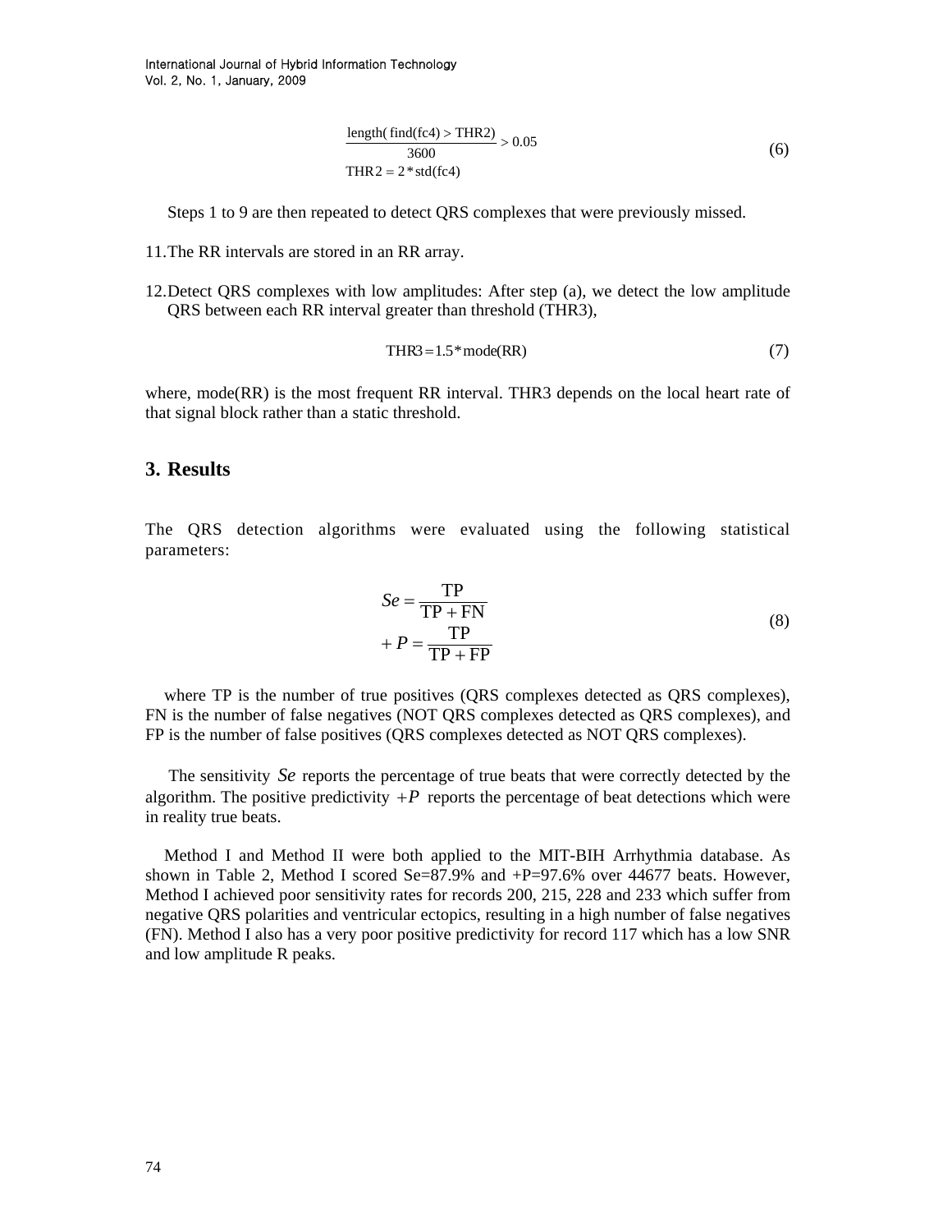$$\frac{\text{length( find(fc4)} > \text{THR2)}}{3600} > 0.05 \tag{6}$$
$$\text{THR2} = 2 * \text{std(fc4)}$$

Steps 1 to 9 are then repeated to detect QRS complexes that were previously missed.

11. The RR intervals are stored in an RR array.

12. Detect QRS complexes with low amplitudes: After step (a), we detect the low amplitude QRS between each RR interval greater than threshold (THR3),

$$\text{THR3} = 1.5 * \text{mode(RR)} \tag{7}$$

where, mode(RR) is the most frequent RR interval. THR3 depends on the local heart rate of that signal block rather than a static threshold.

## 3. Results

The QRS detection algorithms were evaluated using the following statistical parameters:

$$Se = \frac{\text{TP}}{\text{TP} + \text{FN}}$$
$$+P = \frac{\text{TP}}{\text{TP} + \text{FP}} \tag{8}$$

where TP is the number of true positives (QRS complexes detected as QRS complexes), FN is the number of false negatives (NOT QRS complexes detected as QRS complexes), and FP is the number of false positives (QRS complexes detected as NOT QRS complexes).

The sensitivity $Se$ reports the percentage of true beats that were correctly detected by the algorithm. The positive predictivity $+P$ reports the percentage of beat detections which were in reality true beats.

Method I and Method II were both applied to the MIT-BIH Arrhythmia database. As shown in Table 2, Method I scored Se=87.9% and +P=97.6% over 44677 beats. However, Method I achieved poor sensitivity rates for records 200, 215, 228 and 233 which suffer from negative QRS polarities and ventricular ectopics, resulting in a high number of false negatives (FN). Method I also has a very poor positive predictivity for record 117 which has a low SNR and low amplitude R peaks.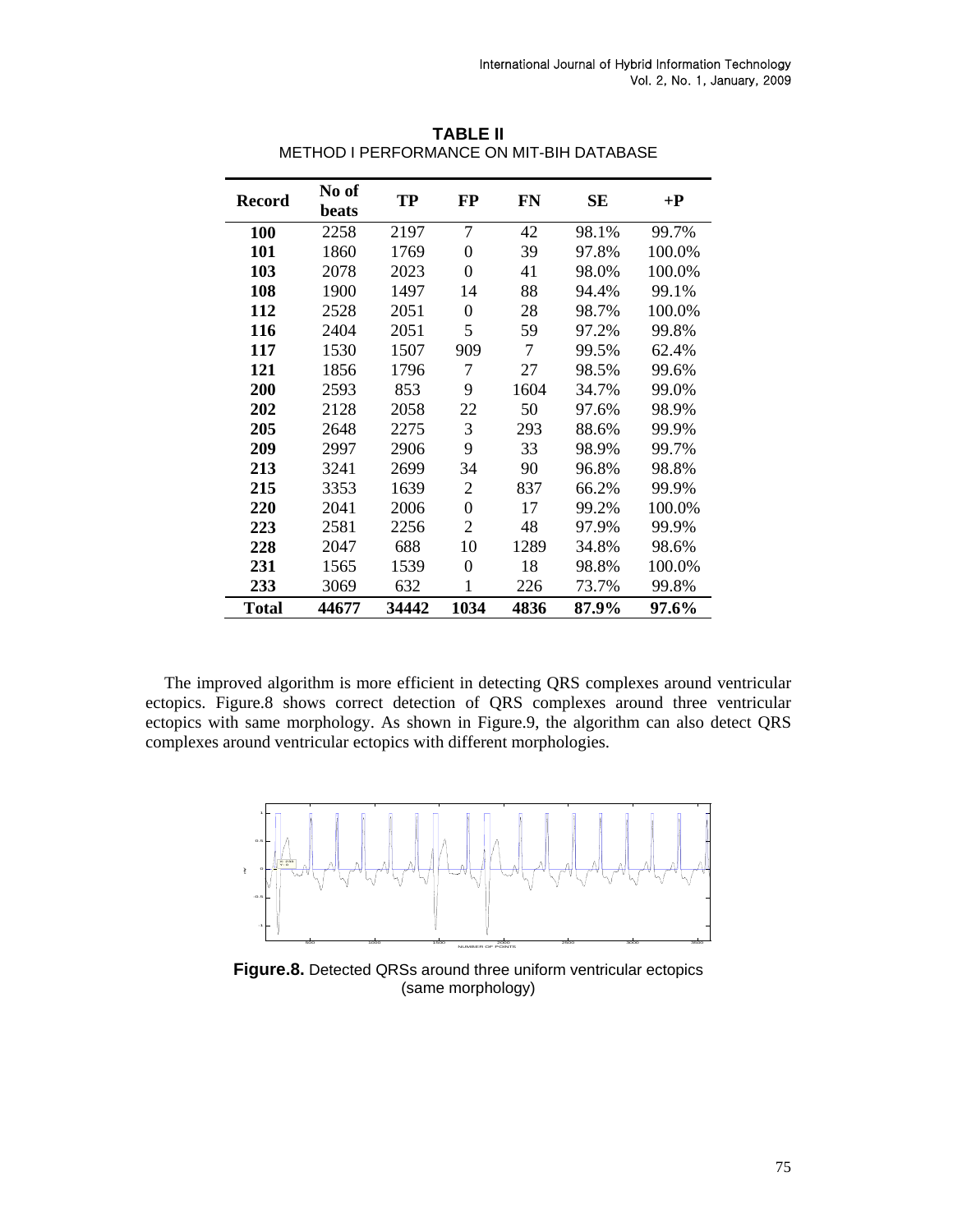**TABLE II**
METHOD I PERFORMANCE ON MIT-BIH DATABASE

| Record | No of beats | TP | FP | FN | SE | +P |
|---|---|---|---|---|---|---|
| **100** | 2258 | 2197 | 7 | 42 | 98.1% | 99.7% |
| **101** | 1860 | 1769 | 0 | 39 | 97.8% | 100.0% |
| **103** | 2078 | 2023 | 0 | 41 | 98.0% | 100.0% |
| **108** | 1900 | 1497 | 14 | 88 | 94.4% | 99.1% |
| **112** | 2528 | 2051 | 0 | 28 | 98.7% | 100.0% |
| **116** | 2404 | 2051 | 5 | 59 | 97.2% | 99.8% |
| **117** | 1530 | 1507 | 909 | 7 | 99.5% | 62.4% |
| **121** | 1856 | 1796 | 7 | 27 | 98.5% | 99.6% |
| **200** | 2593 | 853 | 9 | 1604 | 34.7% | 99.0% |
| **202** | 2128 | 2058 | 22 | 50 | 97.6% | 98.9% |
| **205** | 2648 | 2275 | 3 | 293 | 88.6% | 99.9% |
| **209** | 2997 | 2906 | 9 | 33 | 98.9% | 99.7% |
| **213** | 3241 | 2699 | 34 | 90 | 96.8% | 98.8% |
| **215** | 3353 | 1639 | 2 | 837 | 66.2% | 99.9% |
| **220** | 2041 | 2006 | 0 | 17 | 99.2% | 100.0% |
| **223** | 2581 | 2256 | 2 | 48 | 97.9% | 99.9% |
| **228** | 2047 | 688 | 10 | 1289 | 34.8% | 98.6% |
| **231** | 1565 | 1539 | 0 | 18 | 98.8% | 100.0% |
| **233** | 3069 | 632 | 1 | 226 | 73.7% | 99.8% |
| **Total** | **44677** | **34442** | **1034** | **4836** | **87.9%** | **97.6%** |

The improved algorithm is more efficient in detecting QRS complexes around ventricular ectopics. Figure.8 shows correct detection of QRS complexes around three ventricular ectopics with same morphology. As shown in Figure.9, the algorithm can also detect QRS complexes around ventricular ectopics with different morphologies.

**Figure.8.** Detected QRSs around three uniform ventricular ectopics (same morphology)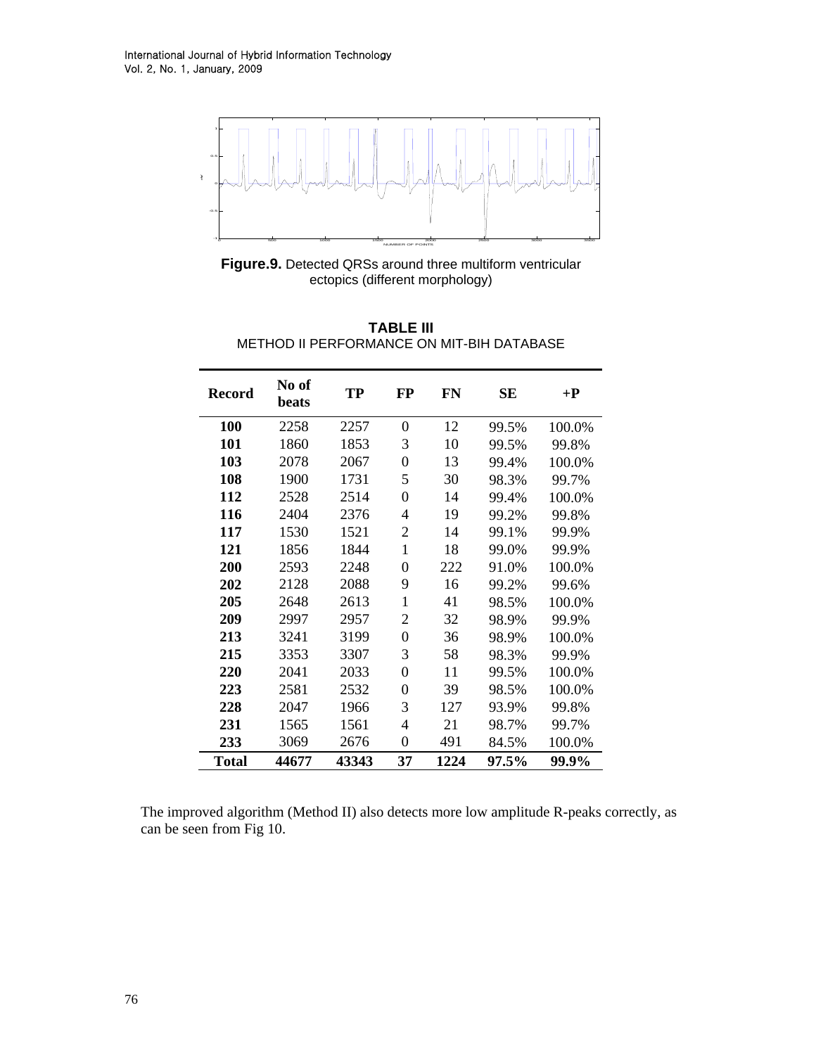**Figure.9.** Detected QRSs around three multiform ventricular ectopics (different morphology)

**TABLE III**
METHOD II PERFORMANCE ON MIT-BIH DATABASE

| Record | No of beats | TP | FP | FN | SE | +P |
|---|---|---|---|---|---|---|
| **100** | 2258 | 2257 | 0 | 12 | 99.5% | 100.0% |
| **101** | 1860 | 1853 | 3 | 10 | 99.5% | 99.8% |
| **103** | 2078 | 2067 | 0 | 13 | 99.4% | 100.0% |
| **108** | 1900 | 1731 | 5 | 30 | 98.3% | 99.7% |
| **112** | 2528 | 2514 | 0 | 14 | 99.4% | 100.0% |
| **116** | 2404 | 2376 | 4 | 19 | 99.2% | 99.8% |
| **117** | 1530 | 1521 | 2 | 14 | 99.1% | 99.9% |
| **121** | 1856 | 1844 | 1 | 18 | 99.0% | 99.9% |
| **200** | 2593 | 2248 | 0 | 222 | 91.0% | 100.0% |
| **202** | 2128 | 2088 | 9 | 16 | 99.2% | 99.6% |
| **205** | 2648 | 2613 | 1 | 41 | 98.5% | 100.0% |
| **209** | 2997 | 2957 | 2 | 32 | 98.9% | 99.9% |
| **213** | 3241 | 3199 | 0 | 36 | 98.9% | 100.0% |
| **215** | 3353 | 3307 | 3 | 58 | 98.3% | 99.9% |
| **220** | 2041 | 2033 | 0 | 11 | 99.5% | 100.0% |
| **223** | 2581 | 2532 | 0 | 39 | 98.5% | 100.0% |
| **228** | 2047 | 1966 | 3 | 127 | 93.9% | 99.8% |
| **231** | 1565 | 1561 | 4 | 21 | 98.7% | 99.7% |
| **233** | 3069 | 2676 | 0 | 491 | 84.5% | 100.0% |
| **Total** | **44677** | **43343** | **37** | **1224** | **97.5%** | **99.9%** |

The improved algorithm (Method II) also detects more low amplitude R-peaks correctly, as can be seen from Fig 10.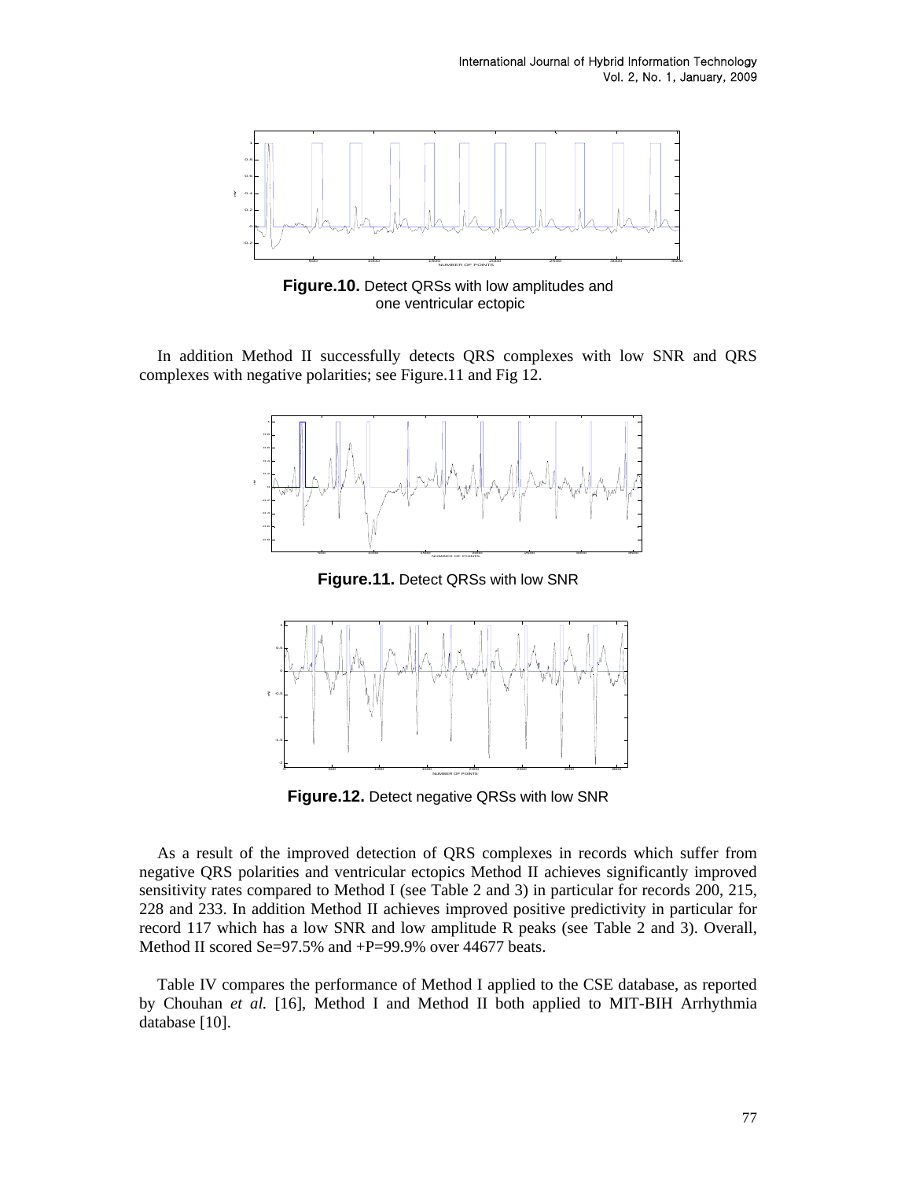**Figure.10.** Detect QRSs with low amplitudes and one ventricular ectopic

In addition Method II successfully detects QRS complexes with low SNR and QRS complexes with negative polarities; see Figure.11 and Fig 12.

**Figure.11.** Detect QRSs with low SNR

**Figure.12.** Detect negative QRSs with low SNR

As a result of the improved detection of QRS complexes in records which suffer from negative QRS polarities and ventricular ectopics Method II achieves significantly improved sensitivity rates compared to Method I (see Table 2 and 3) in particular for records 200, 215, 228 and 233. In addition Method II achieves improved positive predictivity in particular for record 117 which has a low SNR and low amplitude R peaks (see Table 2 and 3). Overall, Method II scored Se=97.5% and +P=99.9% over 44677 beats.

Table IV compares the performance of Method I applied to the CSE database, as reported by Chouhan *et al.* [16], Method I and Method II both applied to MIT-BIH Arrhythmia database [10].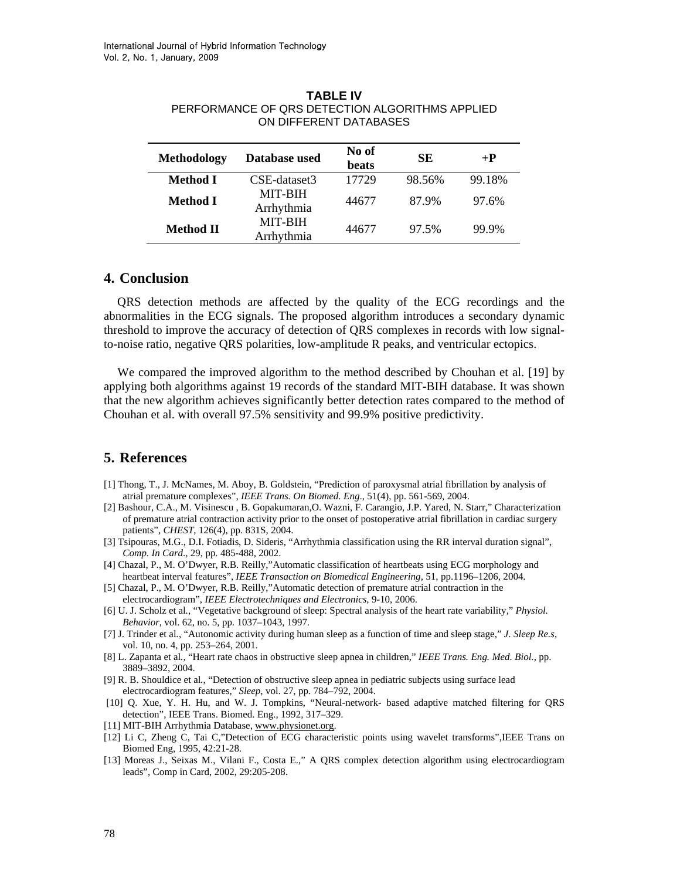**TABLE IV**
PERFORMANCE OF QRS DETECTION ALGORITHMS APPLIED ON DIFFERENT DATABASES

| Methodology | Database used | No of beats | SE | +P |
|---|---|---|---|---|
| **Method I** | CSE-dataset3 | 17729 | 98.56% | 99.18% |
| **Method I** | MIT-BIH Arrhythmia | 44677 | 87.9% | 97.6% |
| **Method II** | MIT-BIH Arrhythmia | 44677 | 97.5% | 99.9% |

## 4. Conclusion

QRS detection methods are affected by the quality of the ECG recordings and the abnormalities in the ECG signals. The proposed algorithm introduces a secondary dynamic threshold to improve the accuracy of detection of QRS complexes in records with low signal-to-noise ratio, negative QRS polarities, low-amplitude R peaks, and ventricular ectopics.

We compared the improved algorithm to the method described by Chouhan et al. [19] by applying both algorithms against 19 records of the standard MIT-BIH database. It was shown that the new algorithm achieves significantly better detection rates compared to the method of Chouhan et al. with overall 97.5% sensitivity and 99.9% positive predictivity.

## 5. References

[1] Thong, T., J. McNames, M. Aboy, B. Goldstein, "Prediction of paroxysmal atrial fibrillation by analysis of atrial premature complexes", *IEEE Trans. On Biomed. Eng*., 51(4), pp. 561-569, 2004.

[2] Bashour, C.A., M. Visinescu , B. Gopakumaran,O. Wazni, F. Carangio, J.P. Yared, N. Starr," Characterization of premature atrial contraction activity prior to the onset of postoperative atrial fibrillation in cardiac surgery patients", *CHEST*, 126(4), pp. 831S, 2004.

[3] Tsipouras, M.G., D.I. Fotiadis, D. Sideris, "Arrhythmia classification using the RR interval duration signal", *Comp. In Card*., 29, pp. 485-488, 2002.

[4] Chazal, P., M. O'Dwyer, R.B. Reilly,"Automatic classification of heartbeats using ECG morphology and heartbeat interval features", *IEEE Transaction on Biomedical Engineering*, 51, pp.1196–1206, 2004.

[5] Chazal, P., M. O'Dwyer, R.B. Reilly,"Automatic detection of premature atrial contraction in the electrocardiogram", *IEEE Electrotechniques and Electronics*, 9-10, 2006.

[6] U. J. Scholz et al., "Vegetative background of sleep: Spectral analysis of the heart rate variability," *Physiol. Behavior*, vol. 62, no. 5, pp. 1037–1043, 1997.

[7] J. Trinder et al., "Autonomic activity during human sleep as a function of time and sleep stage," *J. Sleep Re.s*, vol. 10, no. 4, pp. 253–264, 2001.

[8] L. Zapanta et al., "Heart rate chaos in obstructive sleep apnea in children," *IEEE Trans. Eng. Med. Biol.*, pp. 3889–3892, 2004.

[9] R. B. Shouldice et al., "Detection of obstructive sleep apnea in pediatric subjects using surface lead electrocardiogram features," *Sleep*, vol. 27, pp. 784–792, 2004.

[10] Q. Xue, Y. H. Hu, and W. J. Tompkins, "Neural-network- based adaptive matched filtering for QRS detection", IEEE Trans. Biomed. Eng., 1992, 317–329.

[11] MIT-BIH Arrhythmia Database, www.physionet.org.

[12] Li C, Zheng C, Tai C,"Detection of ECG characteristic points using wavelet transforms",IEEE Trans on Biomed Eng, 1995, 42:21-28.

[13] Moreas J., Seixas M., Vilani F., Costa E.," A QRS complex detection algorithm using electrocardiogram leads", Comp in Card, 2002, 29:205-208.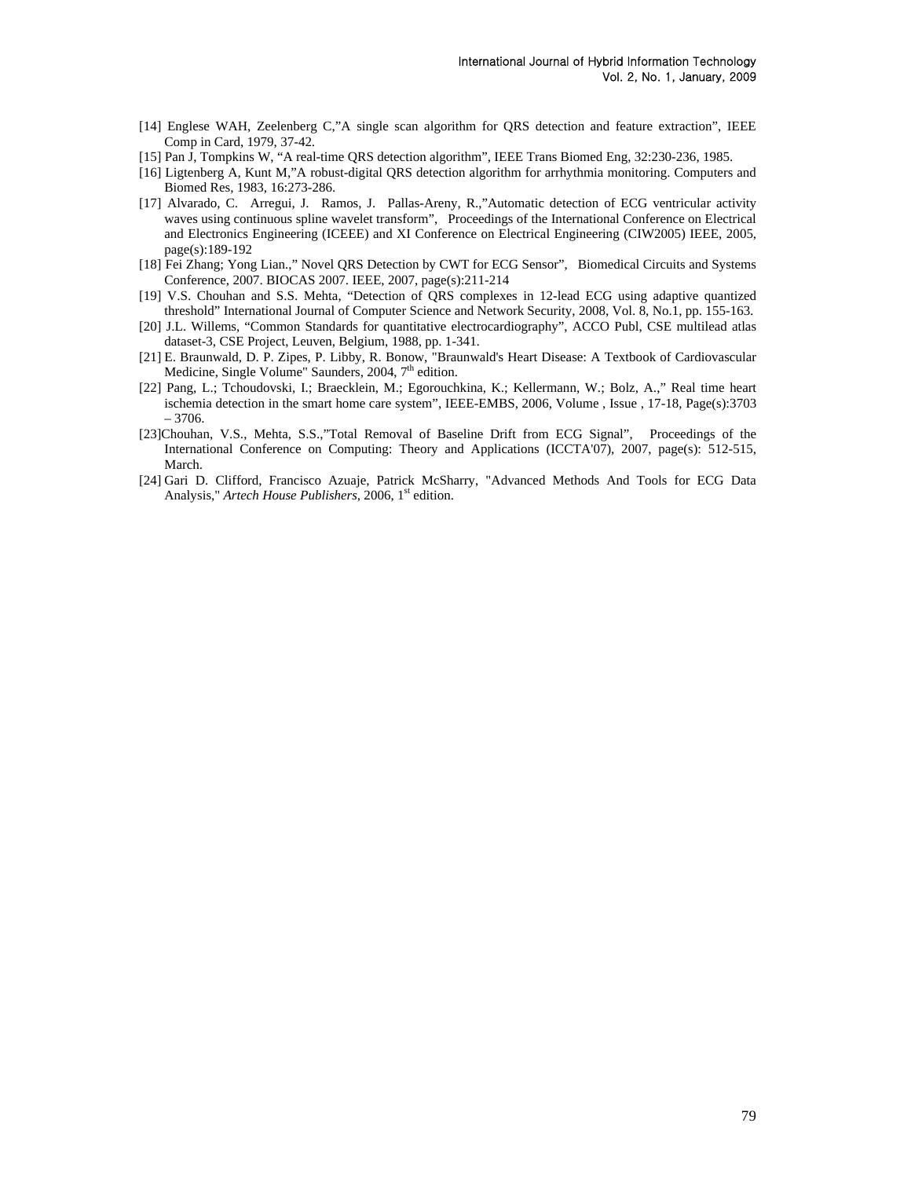[14] Englese WAH, Zeelenberg C,"A single scan algorithm for QRS detection and feature extraction", IEEE Comp in Card, 1979, 37-42.

[15] Pan J, Tompkins W, "A real-time QRS detection algorithm", IEEE Trans Biomed Eng, 32:230-236, 1985.

[16] Ligtenberg A, Kunt M,"A robust-digital QRS detection algorithm for arrhythmia monitoring. Computers and Biomed Res, 1983, 16:273-286.

[17] Alvarado, C. Arregui, J. Ramos, J. Pallas-Areny, R.,"Automatic detection of ECG ventricular activity waves using continuous spline wavelet transform", Proceedings of the International Conference on Electrical and Electronics Engineering (ICEEE) and XI Conference on Electrical Engineering (CIW2005) IEEE, 2005, page(s):189-192

[18] Fei Zhang; Yong Lian.," Novel QRS Detection by CWT for ECG Sensor", Biomedical Circuits and Systems Conference, 2007. BIOCAS 2007. IEEE, 2007, page(s):211-214

[19] V.S. Chouhan and S.S. Mehta, "Detection of QRS complexes in 12-lead ECG using adaptive quantized threshold" International Journal of Computer Science and Network Security, 2008, Vol. 8, No.1, pp. 155-163.

[20] J.L. Willems, "Common Standards for quantitative electrocardiography", ACCO Publ, CSE multilead atlas dataset-3, CSE Project, Leuven, Belgium, 1988, pp. 1-341.

[21] E. Braunwald, D. P. Zipes, P. Libby, R. Bonow, "Braunwald's Heart Disease: A Textbook of Cardiovascular Medicine, Single Volume" Saunders, 2004, 7th edition.

[22] Pang, L.; Tchoudovski, I.; Braecklein, M.; Egorouchkina, K.; Kellermann, W.; Bolz, A.," Real time heart ischemia detection in the smart home care system", IEEE-EMBS, 2006, Volume , Issue , 17-18, Page(s):3703 – 3706.

[23]Chouhan, V.S., Mehta, S.S.,"Total Removal of Baseline Drift from ECG Signal", Proceedings of the International Conference on Computing: Theory and Applications (ICCTA'07), 2007, page(s): 512-515, March.

[24] Gari D. Clifford, Francisco Azuaje, Patrick McSharry, "Advanced Methods And Tools for ECG Data Analysis," *Artech House Publishers*, 2006, 1st edition.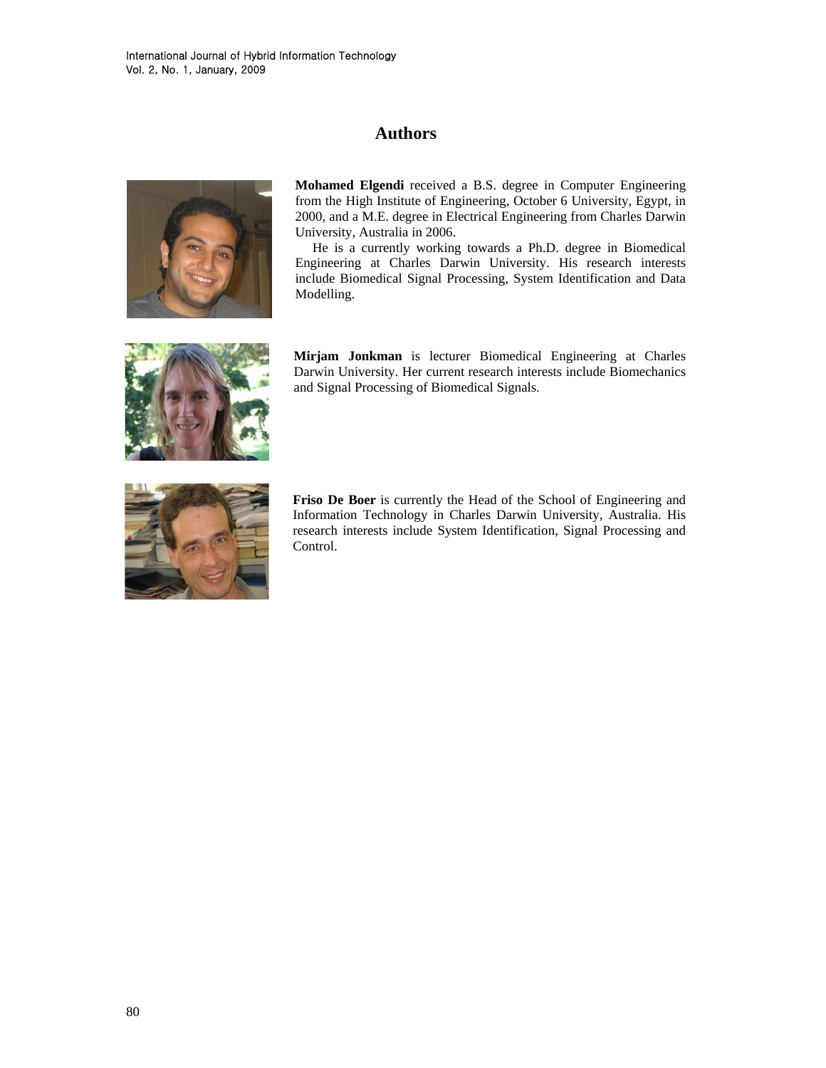# Authors

**Mohamed Elgendi** received a B.S. degree in Computer Engineering from the High Institute of Engineering, October 6 University, Egypt, in 2000, and a M.E. degree in Electrical Engineering from Charles Darwin University, Australia in 2006.

He is a currently working towards a Ph.D. degree in Biomedical Engineering at Charles Darwin University. His research interests include Biomedical Signal Processing, System Identification and Data Modelling.

**Mirjam Jonkman** is lecturer Biomedical Engineering at Charles Darwin University. Her current research interests include Biomechanics and Signal Processing of Biomedical Signals.

**Friso De Boer** is currently the Head of the School of Engineering and Information Technology in Charles Darwin University, Australia. His research interests include System Identification, Signal Processing and Control.